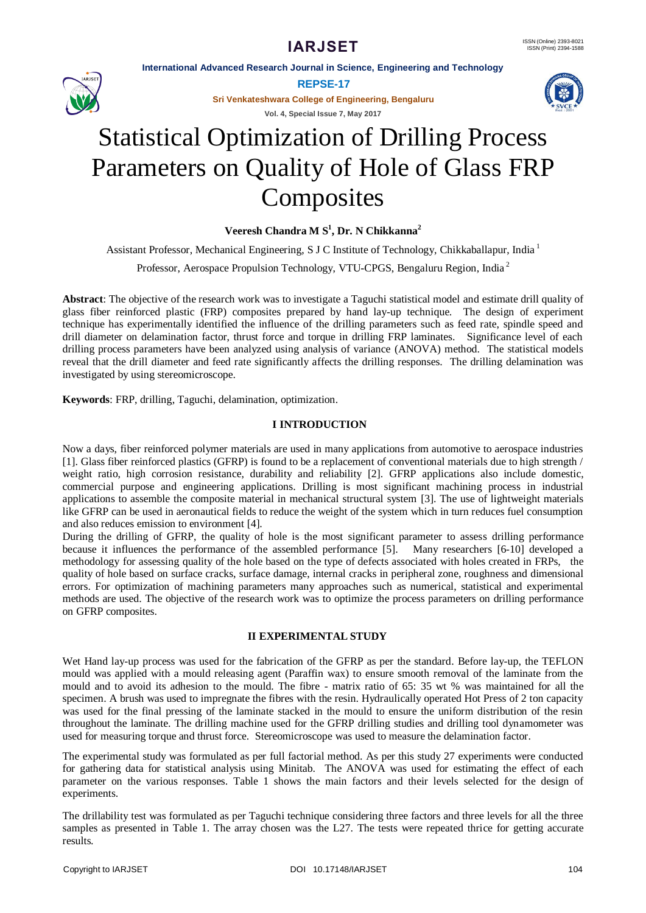# Statistical Optimization of Drilling Process Parameters on Quality of Hole of Glass FRP Composites

**Veeresh Chandra M S[1], Dr. N Chikkanna[2]**

Assistant Professor, Mechanical Engineering, S J C Institute of Technology, Chikkaballapur, India [1]

Professor, Aerospace Propulsion Technology, VTU-CPGS, Bengaluru Region, India [2]

**Abstract**: The objective of the research work was to investigate a Taguchi statistical model and estimate drill quality of glass fiber reinforced plastic (FRP) composites prepared by hand lay-up technique. The design of experiment technique has experimentally identified the influence of the drilling parameters such as feed rate, spindle speed and drill diameter on delamination factor, thrust force and torque in drilling FRP laminates. Significance level of each drilling process parameters have been analyzed using analysis of variance (ANOVA) method. The statistical models reveal that the drill diameter and feed rate significantly affects the drilling responses. The drilling delamination was investigated by using stereomicroscope.

**Keywords**: FRP, drilling, Taguchi, delamination, optimization.

## I INTRODUCTION

Now a days, fiber reinforced polymer materials are used in many applications from automotive to aerospace industries [1]. Glass fiber reinforced plastics (GFRP) is found to be a replacement of conventional materials due to high strength / weight ratio, high corrosion resistance, durability and reliability [2]. GFRP applications also include domestic, commercial purpose and engineering applications. Drilling is most significant machining process in industrial applications to assemble the composite material in mechanical structural system [3]. The use of lightweight materials like GFRP can be used in aeronautical fields to reduce the weight of the system which in turn reduces fuel consumption and also reduces emission to environment [4].

During the drilling of GFRP, the quality of hole is the most significant parameter to assess drilling performance because it influences the performance of the assembled performance [5]. Many researchers [6-10] developed a methodology for assessing quality of the hole based on the type of defects associated with holes created in FRPs, the quality of hole based on surface cracks, surface damage, internal cracks in peripheral zone, roughness and dimensional errors. For optimization of machining parameters many approaches such as numerical, statistical and experimental methods are used. The objective of the research work was to optimize the process parameters on drilling performance on GFRP composites.

## II EXPERIMENTAL STUDY

Wet Hand lay-up process was used for the fabrication of the GFRP as per the standard. Before lay-up, the TEFLON mould was applied with a mould releasing agent (Paraffin wax) to ensure smooth removal of the laminate from the mould and to avoid its adhesion to the mould. The fibre - matrix ratio of 65: 35 wt % was maintained for all the specimen. A brush was used to impregnate the fibres with the resin. Hydraulically operated Hot Press of 2 ton capacity was used for the final pressing of the laminate stacked in the mould to ensure the uniform distribution of the resin throughout the laminate. The drilling machine used for the GFRP drilling studies and drilling tool dynamometer was used for measuring torque and thrust force. Stereomicroscope was used to measure the delamination factor.

The experimental study was formulated as per full factorial method. As per this study 27 experiments were conducted for gathering data for statistical analysis using Minitab. The ANOVA was used for estimating the effect of each parameter on the various responses. Table 1 shows the main factors and their levels selected for the design of experiments.

The drillability test was formulated as per Taguchi technique considering three factors and three levels for all the three samples as presented in Table 1. The array chosen was the L27. The tests were repeated thrice for getting accurate results.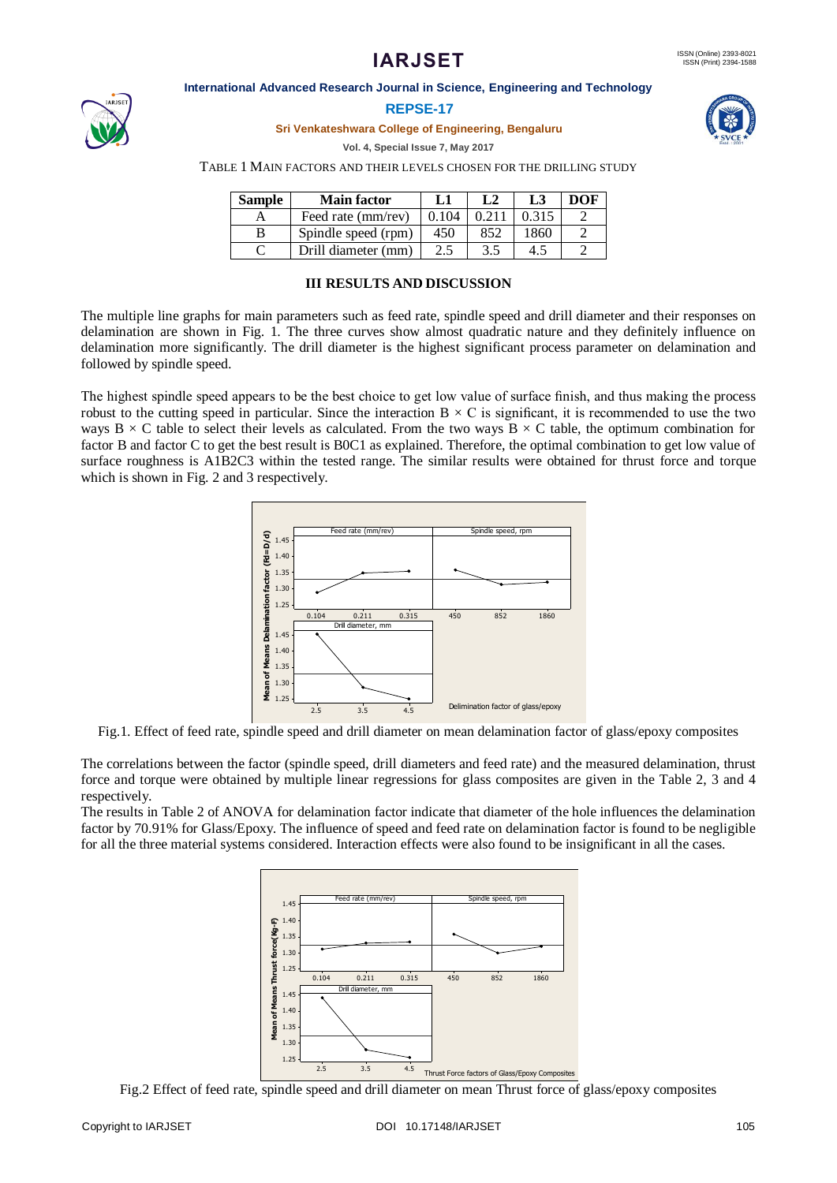TABLE 1 MAIN FACTORS AND THEIR LEVELS CHOSEN FOR THE DRILLING STUDY

| Sample | Main factor | L1 | L2 | L3 | DOF |
|---|---|---|---|---|---|
| A | Feed rate (mm/rev) | 0.104 | 0.211 | 0.315 | 2 |
| B | Spindle speed (rpm) | 450 | 852 | 1860 | 2 |
| C | Drill diameter (mm) | 2.5 | 3.5 | 4.5 | 2 |

## III RESULTS AND DISCUSSION

The multiple line graphs for main parameters such as feed rate, spindle speed and drill diameter and their responses on delamination are shown in Fig. 1. The three curves show almost quadratic nature and they definitely influence on delamination more significantly. The drill diameter is the highest significant process parameter on delamination and followed by spindle speed.

The highest spindle speed appears to be the best choice to get low value of surface finish, and thus making the process robust to the cutting speed in particular. Since the interaction B × C is significant, it is recommended to use the two ways B × C table to select their levels as calculated. From the two ways B × C table, the optimum combination for factor B and factor C to get the best result is B0C1 as explained. Therefore, the optimal combination to get low value of surface roughness is A1B2C3 within the tested range. The similar results were obtained for thrust force and torque which is shown in Fig. 2 and 3 respectively.

Fig.1. Effect of feed rate, spindle speed and drill diameter on mean delamination factor of glass/epoxy composites

The correlations between the factor (spindle speed, drill diameters and feed rate) and the measured delamination, thrust force and torque were obtained by multiple linear regressions for glass composites are given in the Table 2, 3 and 4 respectively.

The results in Table 2 of ANOVA for delamination factor indicate that diameter of the hole influences the delamination factor by 70.91% for Glass/Epoxy. The influence of speed and feed rate on delamination factor is found to be negligible for all the three material systems considered. Interaction effects were also found to be insignificant in all the cases.

Fig.2 Effect of feed rate, spindle speed and drill diameter on mean Thrust force of glass/epoxy composites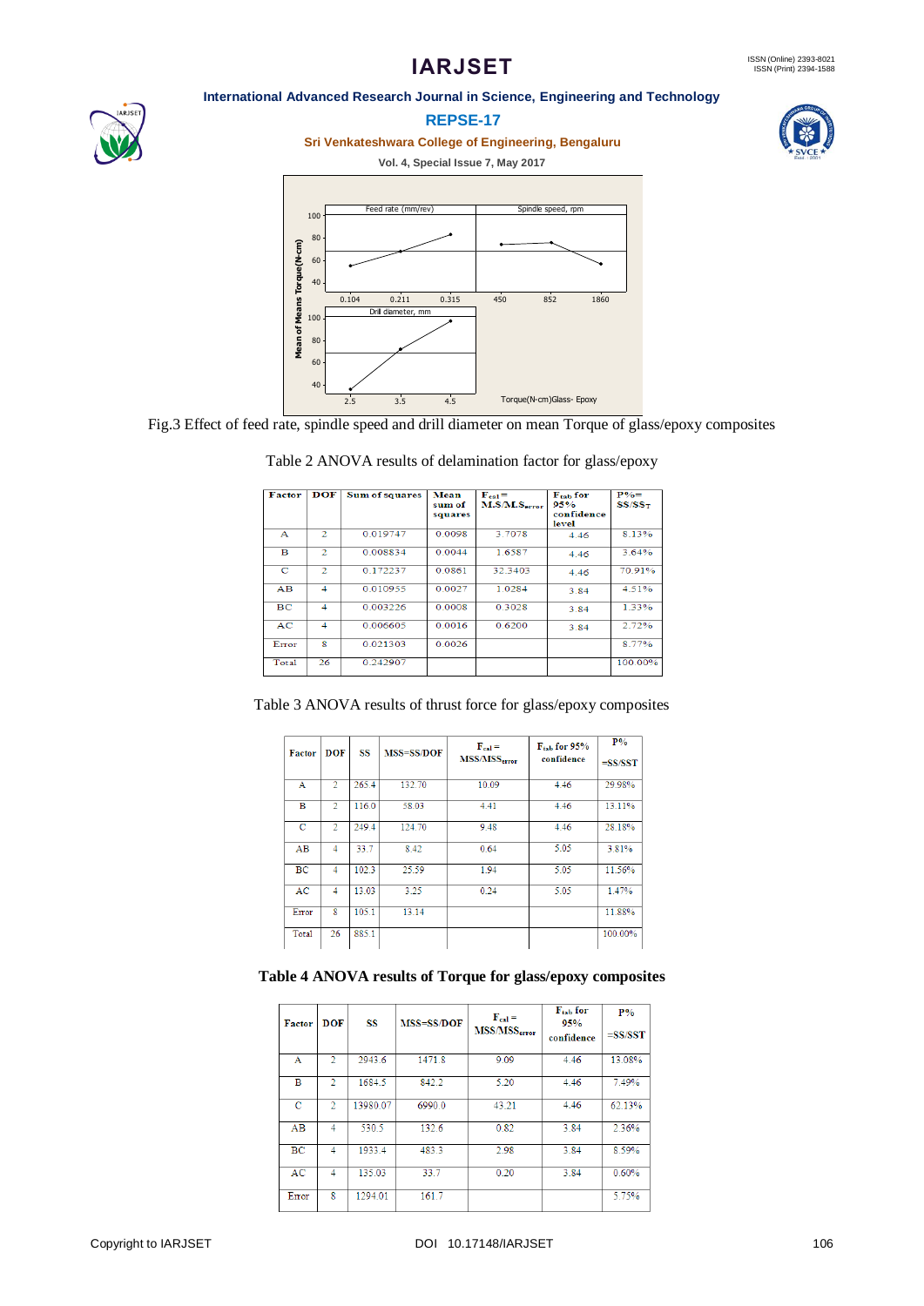Fig.3 Effect of feed rate, spindle speed and drill diameter on mean Torque of glass/epoxy composites

Table 2 ANOVA results of delamination factor for glass/epoxy

| Factor | DOF | Sum of squares | Mean sum of squares | $F_{cal}$ = M.S/M.S$_{error}$ | $F_{tab}$ for 95% confidence level | P%= SS/SS$_T$ |
|---|---|---|---|---|---|---|
| A | 2 | 0.019747 | 0.0098 | 3.7078 | 4.46 | 8.13% |
| B | 2 | 0.008834 | 0.0044 | 1.6587 | 4.46 | 3.64% |
| C | 2 | 0.172237 | 0.0861 | 32.3403 | 4.46 | 70.91% |
| AB | 4 | 0.010955 | 0.0027 | 1.0284 | 3.84 | 4.51% |
| BC | 4 | 0.003226 | 0.0008 | 0.3028 | 3.84 | 1.33% |
| AC | 4 | 0.006605 | 0.0016 | 0.6200 | 3.84 | 2.72% |
| Error | 8 | 0.021303 | 0.0026 | | | 8.77% |
| Total | 26 | 0.242907 | | | | 100.00% |

Table 3 ANOVA results of thrust force for glass/epoxy composites

| Factor | DOF | SS | MSS=SS/DOF | $F_{cal}$ = MSS/MSS$_{error}$ | $F_{tab}$ for 95% confidence | P% =SS/SST |
|---|---|---|---|---|---|---|
| A | 2 | 265.4 | 132.70 | 10.09 | 4.46 | 29.98% |
| B | 2 | 116.0 | 58.03 | 4.41 | 4.46 | 13.11% |
| C | 2 | 249.4 | 124.70 | 9.48 | 4.46 | 28.18% |
| AB | 4 | 33.7 | 8.42 | 0.64 | 5.05 | 3.81% |
| BC | 4 | 102.3 | 25.59 | 1.94 | 5.05 | 11.56% |
| AC | 4 | 13.03 | 3.25 | 0.24 | 5.05 | 1.47% |
| Error | 8 | 105.1 | 13.14 | | | 11.88% |
| Total | 26 | 885.1 | | | | 100.00% |

**Table 4 ANOVA results of Torque for glass/epoxy composites**

| Factor | DOF | SS | MSS=SS/DOF | $F_{cal}$ = MSS/MSS$_{error}$ | $F_{tab}$ for 95% confidence | P% =SS/SST |
|---|---|---|---|---|---|---|
| A | 2 | 2943.6 | 1471.8 | 9.09 | 4.46 | 13.08% |
| B | 2 | 1684.5 | 842.2 | 5.20 | 4.46 | 7.49% |
| C | 2 | 13980.07 | 6990.0 | 43.21 | 4.46 | 62.13% |
| AB | 4 | 530.5 | 132.6 | 0.82 | 3.84 | 2.36% |
| BC | 4 | 1933.4 | 483.3 | 2.98 | 3.84 | 8.59% |
| AC | 4 | 135.03 | 33.7 | 0.20 | 3.84 | 0.60% |
| Error | 8 | 1294.01 | 161.7 | | | 5.75% |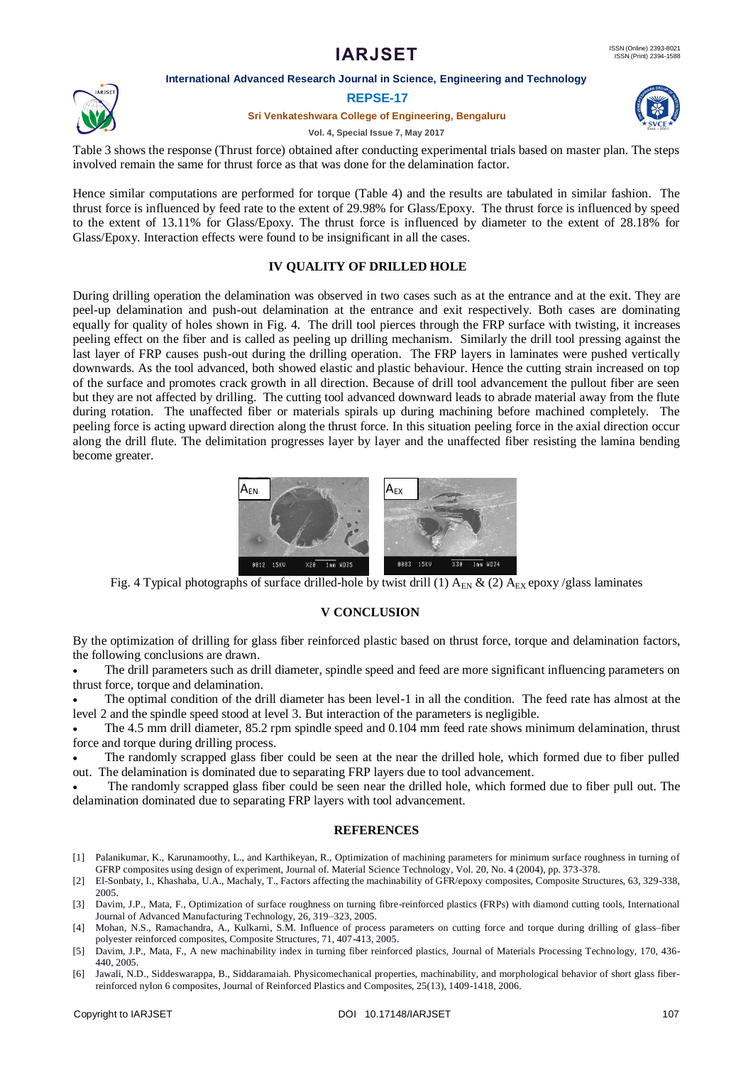Table 3 shows the response (Thrust force) obtained after conducting experimental trials based on master plan. The steps involved remain the same for thrust force as that was done for the delamination factor.

Hence similar computations are performed for torque (Table 4) and the results are tabulated in similar fashion. The thrust force is influenced by feed rate to the extent of 29.98% for Glass/Epoxy. The thrust force is influenced by speed to the extent of 13.11% for Glass/Epoxy. The thrust force is influenced by diameter to the extent of 28.18% for Glass/Epoxy. Interaction effects were found to be insignificant in all the cases.

## IV QUALITY OF DRILLED HOLE

During drilling operation the delamination was observed in two cases such as at the entrance and at the exit. They are peel-up delamination and push-out delamination at the entrance and exit respectively. Both cases are dominating equally for quality of holes shown in Fig. 4. The drill tool pierces through the FRP surface with twisting, it increases peeling effect on the fiber and is called as peeling up drilling mechanism. Similarly the drill tool pressing against the last layer of FRP causes push-out during the drilling operation. The FRP layers in laminates were pushed vertically downwards. As the tool advanced, both showed elastic and plastic behaviour. Hence the cutting strain increased on top of the surface and promotes crack growth in all direction. Because of drill tool advancement the pullout fiber are seen but they are not affected by drilling. The cutting tool advanced downward leads to abrade material away from the flute during rotation. The unaffected fiber or materials spirals up during machining before machined completely. The peeling force is acting upward direction along the thrust force. In this situation peeling force in the axial direction occur along the drill flute. The delimitation progresses layer by layer and the unaffected fiber resisting the lamina bending become greater.

Fig. 4 Typical photographs of surface drilled-hole by twist drill (1) $A_{EN}$ & (2) $A_{EX}$ epoxy /glass laminates

## V CONCLUSION

By the optimization of drilling for glass fiber reinforced plastic based on thrust force, torque and delamination factors, the following conclusions are drawn.

- The drill parameters such as drill diameter, spindle speed and feed are more significant influencing parameters on thrust force, torque and delamination.
- The optimal condition of the drill diameter has been level-1 in all the condition. The feed rate has almost at the level 2 and the spindle speed stood at level 3. But interaction of the parameters is negligible.
- The 4.5 mm drill diameter, 85.2 rpm spindle speed and 0.104 mm feed rate shows minimum delamination, thrust force and torque during drilling process.
- The randomly scrapped glass fiber could be seen at the near the drilled hole, which formed due to fiber pulled out. The delamination is dominated due to separating FRP layers due to tool advancement.
- The randomly scrapped glass fiber could be seen near the drilled hole, which formed due to fiber pull out. The delamination dominated due to separating FRP layers with tool advancement.

## REFERENCES

[1] Palanikumar, K., Karunamoothy, L., and Karthikeyan, R., Optimization of machining parameters for minimum surface roughness in turning of GFRP composites using design of experiment, Journal of. Material Science Technology, Vol. 20, No. 4 (2004), pp. 373-378.

[2] El-Sonbaty, I., Khashaba, U.A., Machaly, T., Factors affecting the machinability of GFR/epoxy composites, Composite Structures, 63, 329-338, 2005.

[3] Davim, J.P., Mata, F., Optimization of surface roughness on turning fibre-reinforced plastics (FRPs) with diamond cutting tools, International Journal of Advanced Manufacturing Technology, 26, 319–323, 2005.

[4] Mohan, N.S., Ramachandra, A., Kulkarni, S.M. Influence of process parameters on cutting force and torque during drilling of glass–fiber polyester reinforced composites, Composite Structures, 71, 407-413, 2005.

[5] Davim, J.P., Mata, F., A new machinability index in turning fiber reinforced plastics, Journal of Materials Processing Technology, 170, 436-440, 2005.

[6] Jawali, N.D., Siddeswarappa, B., Siddaramaiah. Physicomechanical properties, machinability, and morphological behavior of short glass fiber-reinforced nylon 6 composites, Journal of Reinforced Plastics and Composites, 25(13), 1409-1418, 2006.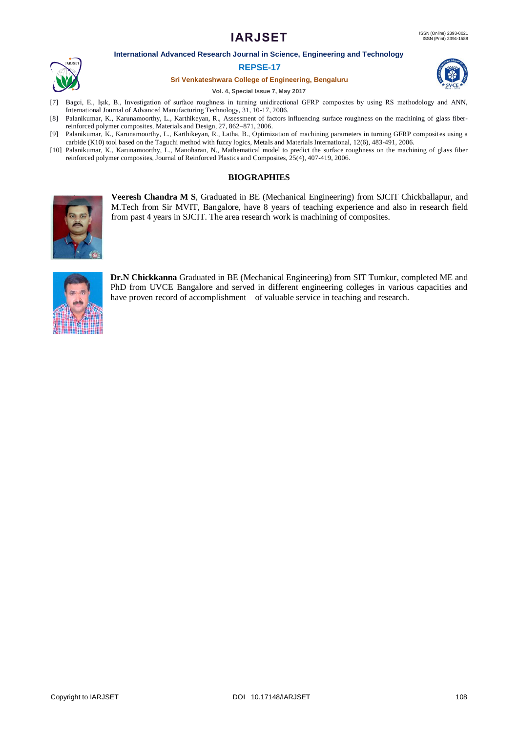[7] Bagci, E., Işık, B., Investigation of surface roughness in turning unidirectional GFRP composites by using RS methodology and ANN, International Journal of Advanced Manufacturing Technology, 31, 10-17, 2006.

[8] Palanikumar, K., Karunamoorthy, L., Karthikeyan, R., Assessment of factors influencing surface roughness on the machining of glass fiber-reinforced polymer composites, Materials and Design, 27, 862–871, 2006.

[9] Palanikumar, K., Karunamoorthy, L., Karthikeyan, R., Latha, B., Optimization of machining parameters in turning GFRP composites using a carbide (K10) tool based on the Taguchi method with fuzzy logics, Metals and Materials International, 12(6), 483-491, 2006.

[10] Palanikumar, K., Karunamoorthy, L., Manoharan, N., Mathematical model to predict the surface roughness on the machining of glass fiber reinforced polymer composites, Journal of Reinforced Plastics and Composites, 25(4), 407-419, 2006.

## BIOGRAPHIES

**Veeresh Chandra M S**, Graduated in BE (Mechanical Engineering) from SJCIT Chickballapur, and M.Tech from Sir MVIT, Bangalore, have 8 years of teaching experience and also in research field from past 4 years in SJCIT. The area research work is machining of composites.

**Dr.N Chickkanna** Graduated in BE (Mechanical Engineering) from SIT Tumkur, completed ME and PhD from UVCE Bangalore and served in different engineering colleges in various capacities and have proven record of accomplishment of valuable service in teaching and research.